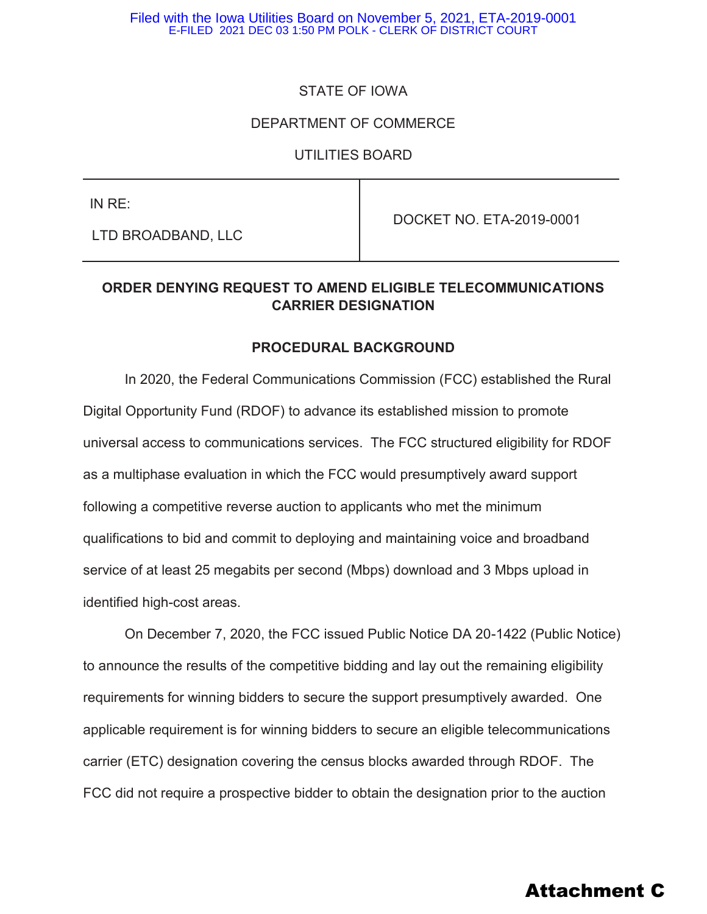Filed with the Iowa Utilities Board on November 5, 2021, ETA-2019-0001
E-FILED 2021 DEC 03 1:50 PM POLK - CLERK OF DISTRICT COURT

STATE OF IOWA

DEPARTMENT OF COMMERCE

UTILITIES BOARD

| IN RE: LTD BROADBAND, LLC | DOCKET NO. ETA-2019-0001 |
|---|---|

**ORDER DENYING REQUEST TO AMEND ELIGIBLE TELECOMMUNICATIONS CARRIER DESIGNATION**

**PROCEDURAL BACKGROUND**

In 2020, the Federal Communications Commission (FCC) established the Rural Digital Opportunity Fund (RDOF) to advance its established mission to promote universal access to communications services. The FCC structured eligibility for RDOF as a multiphase evaluation in which the FCC would presumptively award support following a competitive reverse auction to applicants who met the minimum qualifications to bid and commit to deploying and maintaining voice and broadband service of at least 25 megabits per second (Mbps) download and 3 Mbps upload in identified high-cost areas.

On December 7, 2020, the FCC issued Public Notice DA 20-1422 (Public Notice) to announce the results of the competitive bidding and lay out the remaining eligibility requirements for winning bidders to secure the support presumptively awarded. One applicable requirement is for winning bidders to secure an eligible telecommunications carrier (ETC) designation covering the census blocks awarded through RDOF. The FCC did not require a prospective bidder to obtain the designation prior to the auction

**Attachment C**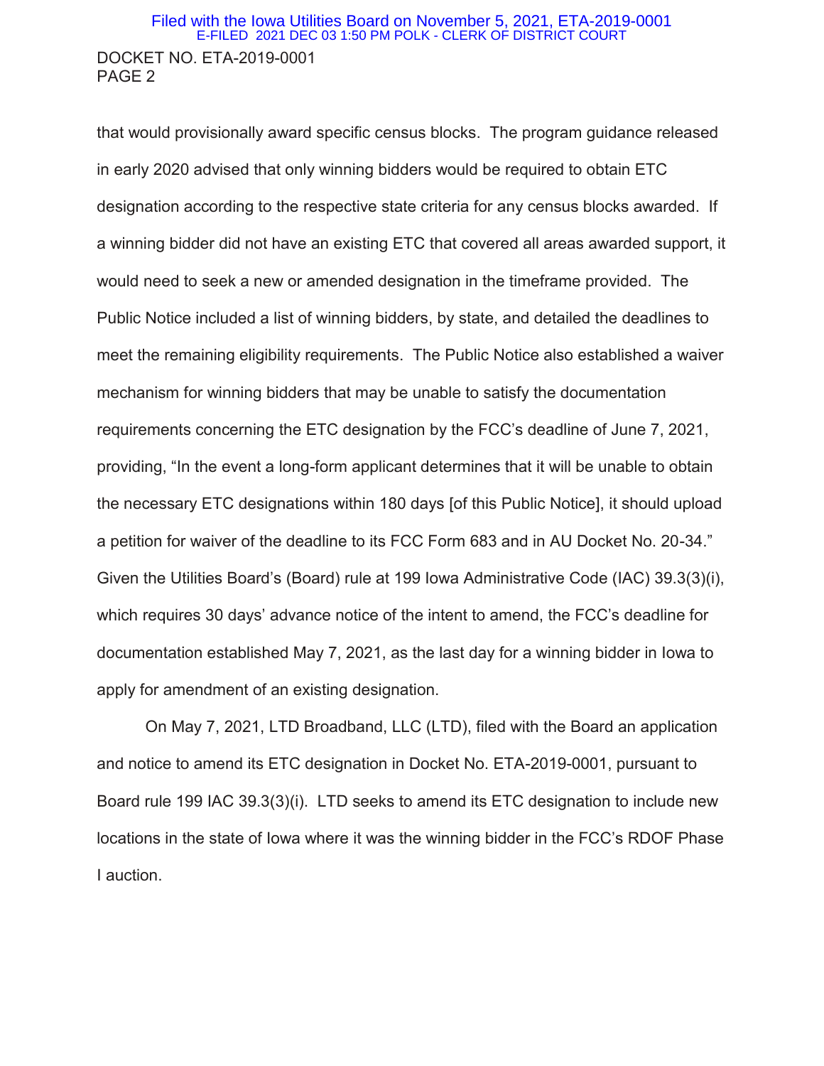that would provisionally award specific census blocks. The program guidance released in early 2020 advised that only winning bidders would be required to obtain ETC designation according to the respective state criteria for any census blocks awarded. If a winning bidder did not have an existing ETC that covered all areas awarded support, it would need to seek a new or amended designation in the timeframe provided. The Public Notice included a list of winning bidders, by state, and detailed the deadlines to meet the remaining eligibility requirements. The Public Notice also established a waiver mechanism for winning bidders that may be unable to satisfy the documentation requirements concerning the ETC designation by the FCC's deadline of June 7, 2021, providing, "In the event a long-form applicant determines that it will be unable to obtain the necessary ETC designations within 180 days [of this Public Notice], it should upload a petition for waiver of the deadline to its FCC Form 683 and in AU Docket No. 20-34." Given the Utilities Board's (Board) rule at 199 Iowa Administrative Code (IAC) 39.3(3)(i), which requires 30 days' advance notice of the intent to amend, the FCC's deadline for documentation established May 7, 2021, as the last day for a winning bidder in Iowa to apply for amendment of an existing designation.

On May 7, 2021, LTD Broadband, LLC (LTD), filed with the Board an application and notice to amend its ETC designation in Docket No. ETA-2019-0001, pursuant to Board rule 199 IAC 39.3(3)(i). LTD seeks to amend its ETC designation to include new locations in the state of Iowa where it was the winning bidder in the FCC's RDOF Phase I auction.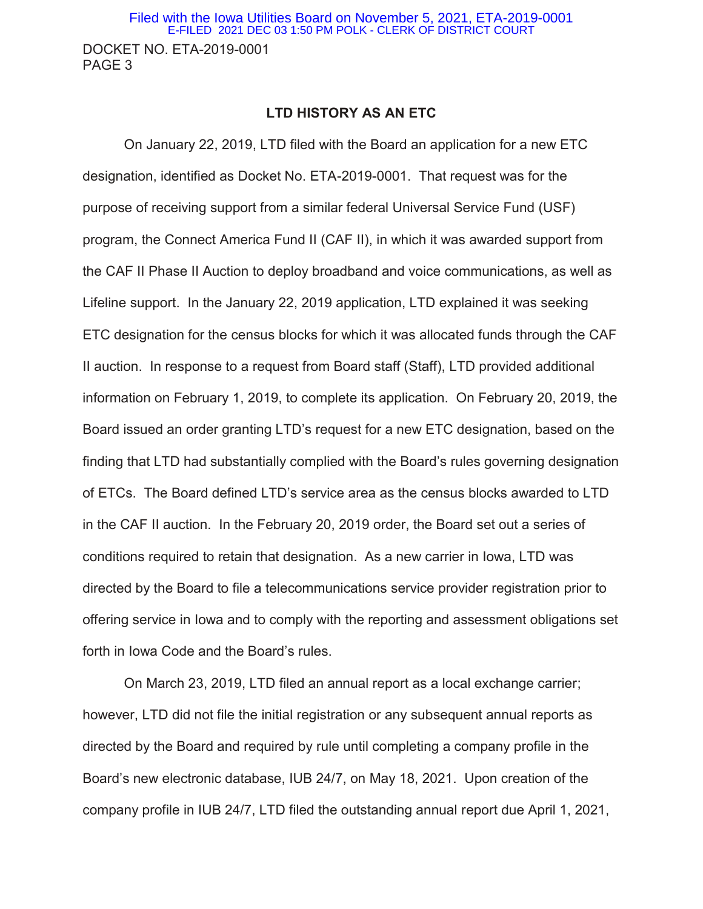## LTD HISTORY AS AN ETC

On January 22, 2019, LTD filed with the Board an application for a new ETC designation, identified as Docket No. ETA-2019-0001. That request was for the purpose of receiving support from a similar federal Universal Service Fund (USF) program, the Connect America Fund II (CAF II), in which it was awarded support from the CAF II Phase II Auction to deploy broadband and voice communications, as well as Lifeline support. In the January 22, 2019 application, LTD explained it was seeking ETC designation for the census blocks for which it was allocated funds through the CAF II auction. In response to a request from Board staff (Staff), LTD provided additional information on February 1, 2019, to complete its application. On February 20, 2019, the Board issued an order granting LTD's request for a new ETC designation, based on the finding that LTD had substantially complied with the Board's rules governing designation of ETCs. The Board defined LTD's service area as the census blocks awarded to LTD in the CAF II auction. In the February 20, 2019 order, the Board set out a series of conditions required to retain that designation. As a new carrier in Iowa, LTD was directed by the Board to file a telecommunications service provider registration prior to offering service in Iowa and to comply with the reporting and assessment obligations set forth in Iowa Code and the Board's rules.

On March 23, 2019, LTD filed an annual report as a local exchange carrier; however, LTD did not file the initial registration or any subsequent annual reports as directed by the Board and required by rule until completing a company profile in the Board's new electronic database, IUB 24/7, on May 18, 2021. Upon creation of the company profile in IUB 24/7, LTD filed the outstanding annual report due April 1, 2021,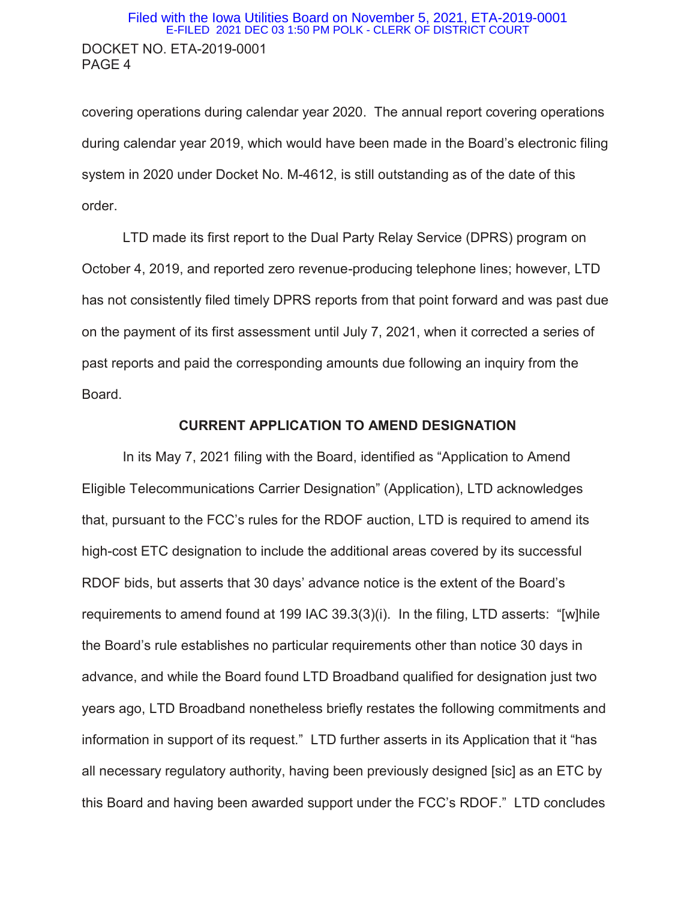covering operations during calendar year 2020. The annual report covering operations during calendar year 2019, which would have been made in the Board's electronic filing system in 2020 under Docket No. M-4612, is still outstanding as of the date of this order.

LTD made its first report to the Dual Party Relay Service (DPRS) program on October 4, 2019, and reported zero revenue-producing telephone lines; however, LTD has not consistently filed timely DPRS reports from that point forward and was past due on the payment of its first assessment until July 7, 2021, when it corrected a series of past reports and paid the corresponding amounts due following an inquiry from the Board.

## CURRENT APPLICATION TO AMEND DESIGNATION

In its May 7, 2021 filing with the Board, identified as "Application to Amend Eligible Telecommunications Carrier Designation" (Application), LTD acknowledges that, pursuant to the FCC's rules for the RDOF auction, LTD is required to amend its high-cost ETC designation to include the additional areas covered by its successful RDOF bids, but asserts that 30 days' advance notice is the extent of the Board's requirements to amend found at 199 IAC 39.3(3)(i). In the filing, LTD asserts: "[w]hile the Board's rule establishes no particular requirements other than notice 30 days in advance, and while the Board found LTD Broadband qualified for designation just two years ago, LTD Broadband nonetheless briefly restates the following commitments and information in support of its request." LTD further asserts in its Application that it "has all necessary regulatory authority, having been previously designed [sic] as an ETC by this Board and having been awarded support under the FCC's RDOF." LTD concludes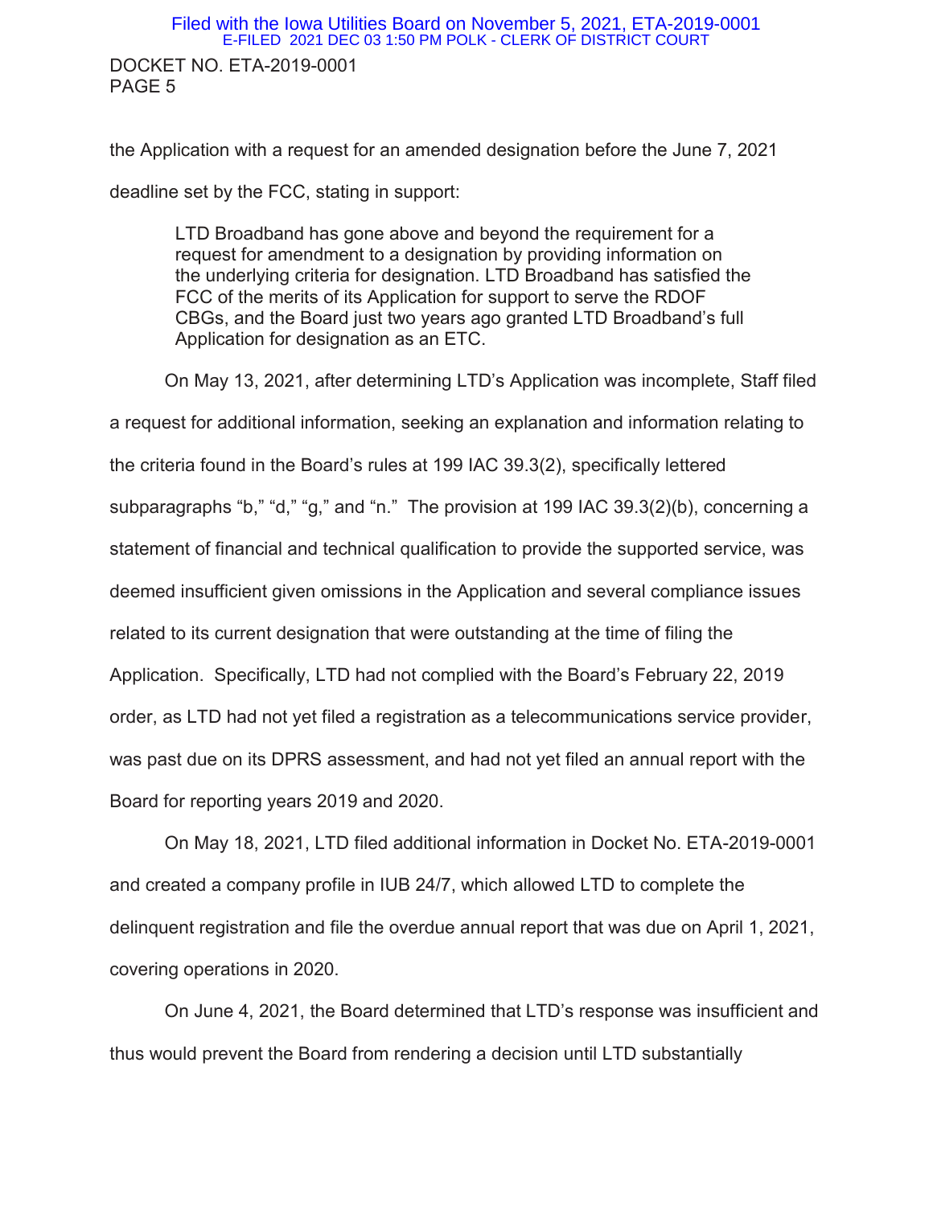the Application with a request for an amended designation before the June 7, 2021 deadline set by the FCC, stating in support:

> LTD Broadband has gone above and beyond the requirement for a request for amendment to a designation by providing information on the underlying criteria for designation. LTD Broadband has satisfied the FCC of the merits of its Application for support to serve the RDOF CBGs, and the Board just two years ago granted LTD Broadband's full Application for designation as an ETC.

On May 13, 2021, after determining LTD's Application was incomplete, Staff filed a request for additional information, seeking an explanation and information relating to the criteria found in the Board's rules at 199 IAC 39.3(2), specifically lettered subparagraphs "b," "d," "g," and "n." The provision at 199 IAC 39.3(2)(b), concerning a statement of financial and technical qualification to provide the supported service, was deemed insufficient given omissions in the Application and several compliance issues related to its current designation that were outstanding at the time of filing the Application. Specifically, LTD had not complied with the Board's February 22, 2019 order, as LTD had not yet filed a registration as a telecommunications service provider, was past due on its DPRS assessment, and had not yet filed an annual report with the Board for reporting years 2019 and 2020.

On May 18, 2021, LTD filed additional information in Docket No. ETA-2019-0001 and created a company profile in IUB 24/7, which allowed LTD to complete the delinquent registration and file the overdue annual report that was due on April 1, 2021, covering operations in 2020.

On June 4, 2021, the Board determined that LTD's response was insufficient and thus would prevent the Board from rendering a decision until LTD substantially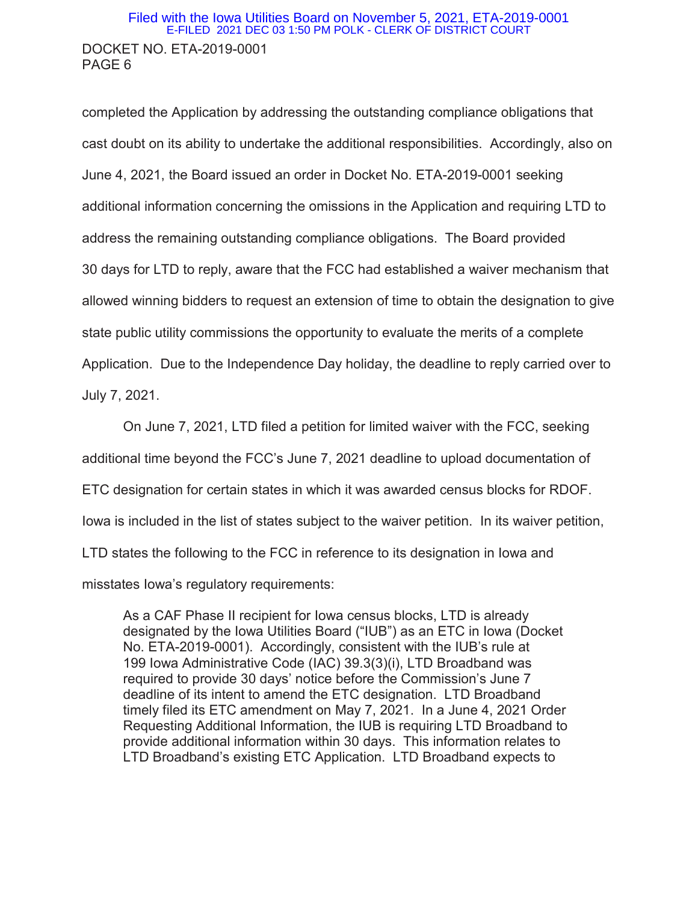completed the Application by addressing the outstanding compliance obligations that cast doubt on its ability to undertake the additional responsibilities. Accordingly, also on June 4, 2021, the Board issued an order in Docket No. ETA-2019-0001 seeking additional information concerning the omissions in the Application and requiring LTD to address the remaining outstanding compliance obligations. The Board provided 30 days for LTD to reply, aware that the FCC had established a waiver mechanism that allowed winning bidders to request an extension of time to obtain the designation to give state public utility commissions the opportunity to evaluate the merits of a complete Application. Due to the Independence Day holiday, the deadline to reply carried over to July 7, 2021.

On June 7, 2021, LTD filed a petition for limited waiver with the FCC, seeking additional time beyond the FCC's June 7, 2021 deadline to upload documentation of ETC designation for certain states in which it was awarded census blocks for RDOF. Iowa is included in the list of states subject to the waiver petition. In its waiver petition, LTD states the following to the FCC in reference to its designation in Iowa and misstates Iowa's regulatory requirements:

> As a CAF Phase II recipient for Iowa census blocks, LTD is already designated by the Iowa Utilities Board ("IUB") as an ETC in Iowa (Docket No. ETA-2019-0001). Accordingly, consistent with the IUB's rule at 199 Iowa Administrative Code (IAC) 39.3(3)(i), LTD Broadband was required to provide 30 days' notice before the Commission's June 7 deadline of its intent to amend the ETC designation. LTD Broadband timely filed its ETC amendment on May 7, 2021. In a June 4, 2021 Order Requesting Additional Information, the IUB is requiring LTD Broadband to provide additional information within 30 days. This information relates to LTD Broadband's existing ETC Application. LTD Broadband expects to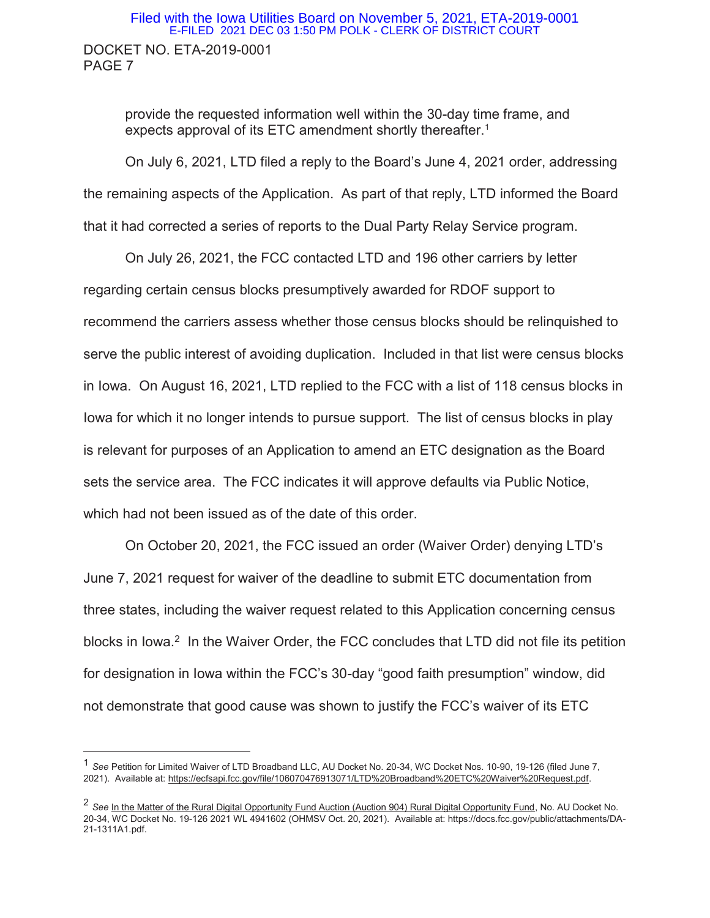provide the requested information well within the 30-day time frame, and expects approval of its ETC amendment shortly thereafter.[1]

On July 6, 2021, LTD filed a reply to the Board's June 4, 2021 order, addressing the remaining aspects of the Application. As part of that reply, LTD informed the Board that it had corrected a series of reports to the Dual Party Relay Service program.

On July 26, 2021, the FCC contacted LTD and 196 other carriers by letter regarding certain census blocks presumptively awarded for RDOF support to recommend the carriers assess whether those census blocks should be relinquished to serve the public interest of avoiding duplication. Included in that list were census blocks in Iowa. On August 16, 2021, LTD replied to the FCC with a list of 118 census blocks in Iowa for which it no longer intends to pursue support. The list of census blocks in play is relevant for purposes of an Application to amend an ETC designation as the Board sets the service area. The FCC indicates it will approve defaults via Public Notice, which had not been issued as of the date of this order.

On October 20, 2021, the FCC issued an order (Waiver Order) denying LTD's June 7, 2021 request for waiver of the deadline to submit ETC documentation from three states, including the waiver request related to this Application concerning census blocks in Iowa.[2] In the Waiver Order, the FCC concludes that LTD did not file its petition for designation in Iowa within the FCC's 30-day "good faith presumption" window, did not demonstrate that good cause was shown to justify the FCC's waiver of its ETC

---

[1] *See* Petition for Limited Waiver of LTD Broadband LLC, AU Docket No. 20-34, WC Docket Nos. 10-90, 19-126 (filed June 7, 2021). Available at: https://ecfsapi.fcc.gov/file/106070476913071/LTD%20Broadband%20ETC%20Waiver%20Request.pdf.

[2] *See* In the Matter of the Rural Digital Opportunity Fund Auction (Auction 904) Rural Digital Opportunity Fund, No. AU Docket No. 20-34, WC Docket No. 19-126 2021 WL 4941602 (OHMSV Oct. 20, 2021). Available at: https://docs.fcc.gov/public/attachments/DA-21-1311A1.pdf.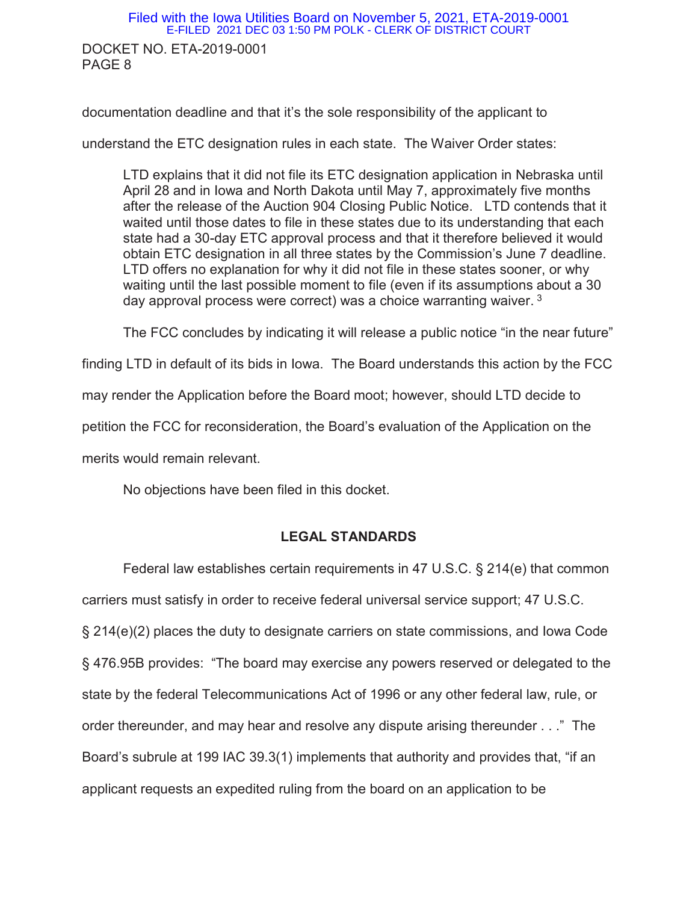documentation deadline and that it's the sole responsibility of the applicant to understand the ETC designation rules in each state. The Waiver Order states:

> LTD explains that it did not file its ETC designation application in Nebraska until April 28 and in Iowa and North Dakota until May 7, approximately five months after the release of the Auction 904 Closing Public Notice. LTD contends that it waited until those dates to file in these states due to its understanding that each state had a 30-day ETC approval process and that it therefore believed it would obtain ETC designation in all three states by the Commission's June 7 deadline. LTD offers no explanation for why it did not file in these states sooner, or why waiting until the last possible moment to file (even if its assumptions about a 30 day approval process were correct) was a choice warranting waiver. [3]

The FCC concludes by indicating it will release a public notice "in the near future" finding LTD in default of its bids in Iowa. The Board understands this action by the FCC may render the Application before the Board moot; however, should LTD decide to petition the FCC for reconsideration, the Board's evaluation of the Application on the merits would remain relevant.

No objections have been filed in this docket.

## LEGAL STANDARDS

Federal law establishes certain requirements in 47 U.S.C. § 214(e) that common carriers must satisfy in order to receive federal universal service support; 47 U.S.C. § 214(e)(2) places the duty to designate carriers on state commissions, and Iowa Code § 476.95B provides: "The board may exercise any powers reserved or delegated to the state by the federal Telecommunications Act of 1996 or any other federal law, rule, or order thereunder, and may hear and resolve any dispute arising thereunder . . ." The Board's subrule at 199 IAC 39.3(1) implements that authority and provides that, "if an applicant requests an expedited ruling from the board on an application to be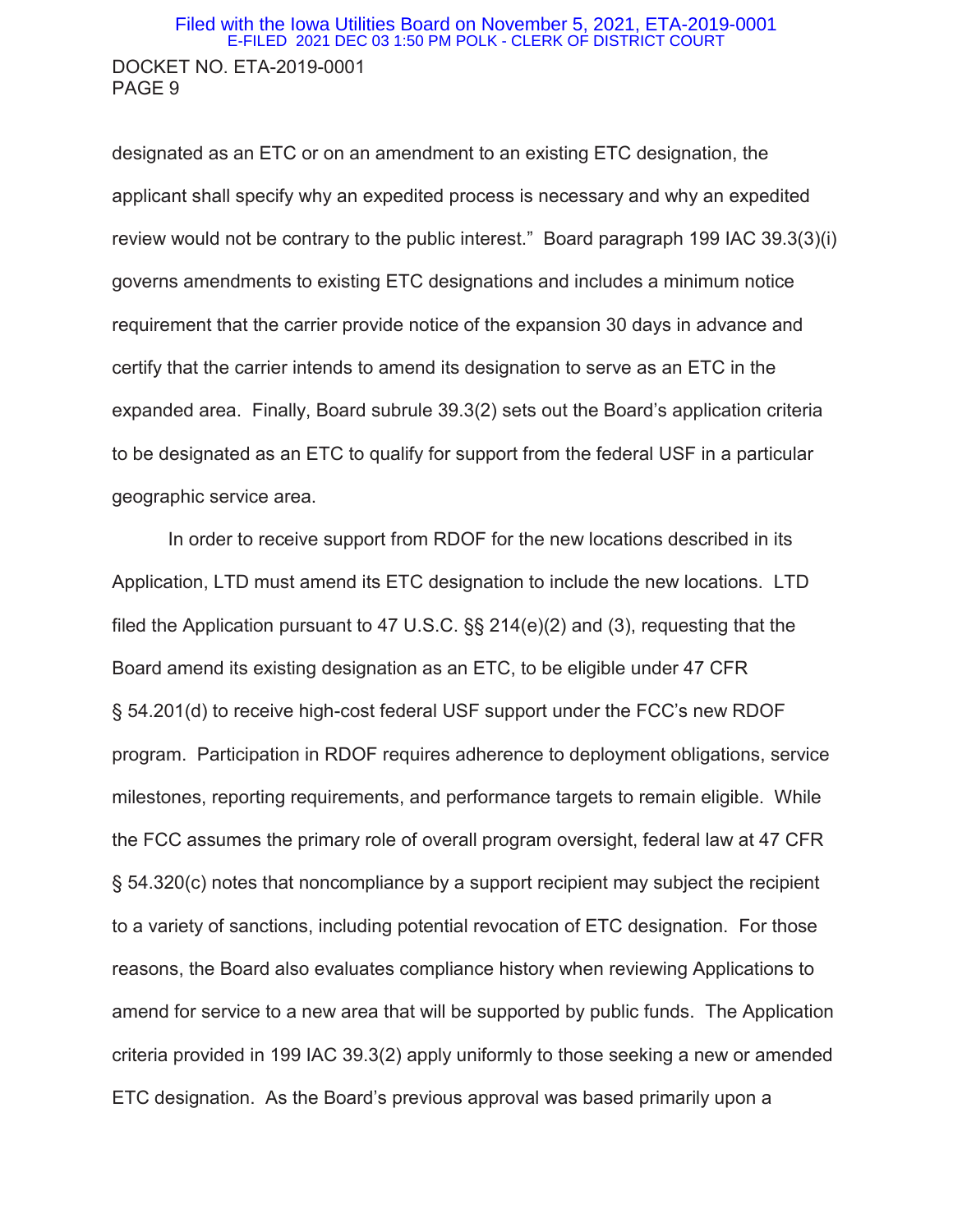designated as an ETC or on an amendment to an existing ETC designation, the applicant shall specify why an expedited process is necessary and why an expedited review would not be contrary to the public interest." Board paragraph 199 IAC 39.3(3)(i) governs amendments to existing ETC designations and includes a minimum notice requirement that the carrier provide notice of the expansion 30 days in advance and certify that the carrier intends to amend its designation to serve as an ETC in the expanded area. Finally, Board subrule 39.3(2) sets out the Board's application criteria to be designated as an ETC to qualify for support from the federal USF in a particular geographic service area.

In order to receive support from RDOF for the new locations described in its Application, LTD must amend its ETC designation to include the new locations. LTD filed the Application pursuant to 47 U.S.C. §§ 214(e)(2) and (3), requesting that the Board amend its existing designation as an ETC, to be eligible under 47 CFR § 54.201(d) to receive high-cost federal USF support under the FCC's new RDOF program. Participation in RDOF requires adherence to deployment obligations, service milestones, reporting requirements, and performance targets to remain eligible. While the FCC assumes the primary role of overall program oversight, federal law at 47 CFR § 54.320(c) notes that noncompliance by a support recipient may subject the recipient to a variety of sanctions, including potential revocation of ETC designation. For those reasons, the Board also evaluates compliance history when reviewing Applications to amend for service to a new area that will be supported by public funds. The Application criteria provided in 199 IAC 39.3(2) apply uniformly to those seeking a new or amended ETC designation. As the Board's previous approval was based primarily upon a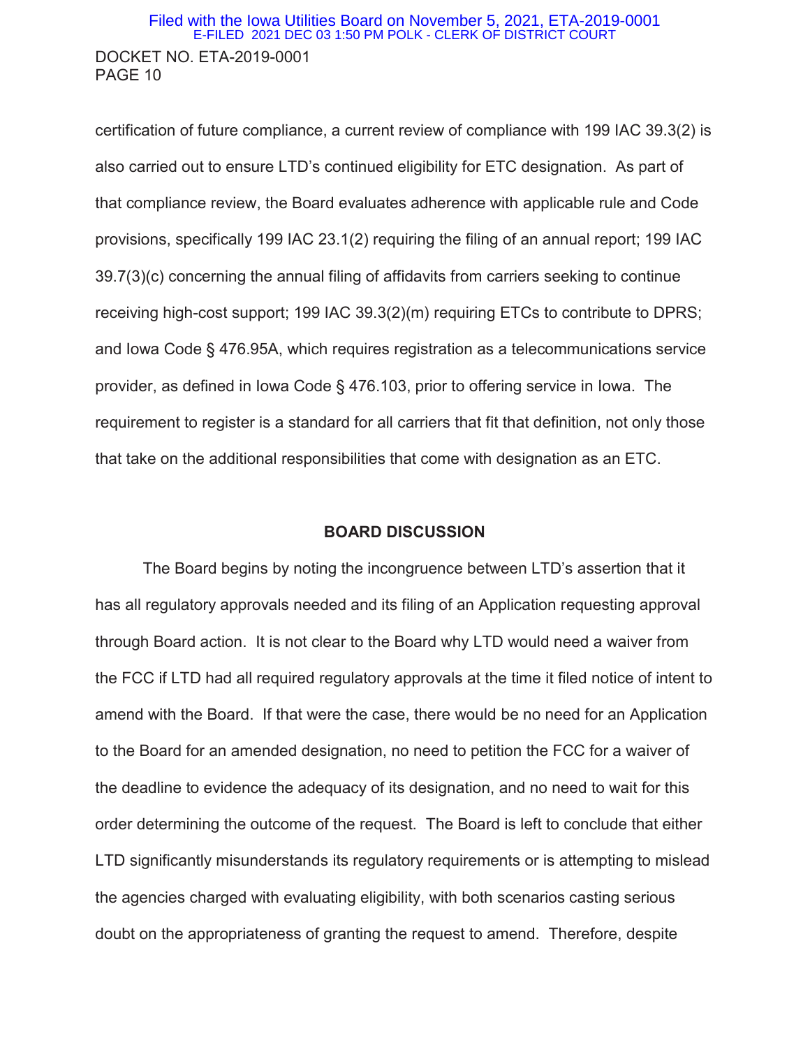certification of future compliance, a current review of compliance with 199 IAC 39.3(2) is also carried out to ensure LTD's continued eligibility for ETC designation. As part of that compliance review, the Board evaluates adherence with applicable rule and Code provisions, specifically 199 IAC 23.1(2) requiring the filing of an annual report; 199 IAC 39.7(3)(c) concerning the annual filing of affidavits from carriers seeking to continue receiving high-cost support; 199 IAC 39.3(2)(m) requiring ETCs to contribute to DPRS; and Iowa Code § 476.95A, which requires registration as a telecommunications service provider, as defined in Iowa Code § 476.103, prior to offering service in Iowa. The requirement to register is a standard for all carriers that fit that definition, not only those that take on the additional responsibilities that come with designation as an ETC.

## BOARD DISCUSSION

The Board begins by noting the incongruence between LTD's assertion that it has all regulatory approvals needed and its filing of an Application requesting approval through Board action. It is not clear to the Board why LTD would need a waiver from the FCC if LTD had all required regulatory approvals at the time it filed notice of intent to amend with the Board. If that were the case, there would be no need for an Application to the Board for an amended designation, no need to petition the FCC for a waiver of the deadline to evidence the adequacy of its designation, and no need to wait for this order determining the outcome of the request. The Board is left to conclude that either LTD significantly misunderstands its regulatory requirements or is attempting to mislead the agencies charged with evaluating eligibility, with both scenarios casting serious doubt on the appropriateness of granting the request to amend. Therefore, despite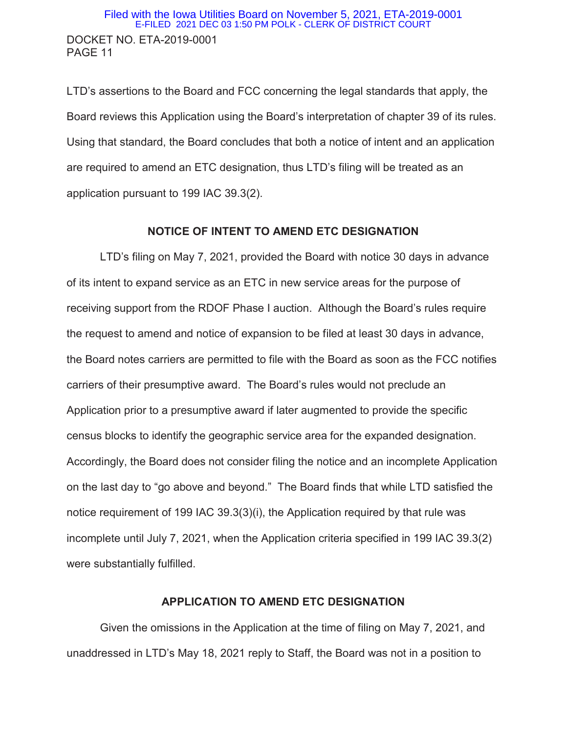LTD's assertions to the Board and FCC concerning the legal standards that apply, the Board reviews this Application using the Board's interpretation of chapter 39 of its rules. Using that standard, the Board concludes that both a notice of intent and an application are required to amend an ETC designation, thus LTD's filing will be treated as an application pursuant to 199 IAC 39.3(2).

## NOTICE OF INTENT TO AMEND ETC DESIGNATION

LTD's filing on May 7, 2021, provided the Board with notice 30 days in advance of its intent to expand service as an ETC in new service areas for the purpose of receiving support from the RDOF Phase I auction. Although the Board's rules require the request to amend and notice of expansion to be filed at least 30 days in advance, the Board notes carriers are permitted to file with the Board as soon as the FCC notifies carriers of their presumptive award. The Board's rules would not preclude an Application prior to a presumptive award if later augmented to provide the specific census blocks to identify the geographic service area for the expanded designation. Accordingly, the Board does not consider filing the notice and an incomplete Application on the last day to "go above and beyond." The Board finds that while LTD satisfied the notice requirement of 199 IAC 39.3(3)(i), the Application required by that rule was incomplete until July 7, 2021, when the Application criteria specified in 199 IAC 39.3(2) were substantially fulfilled.

## APPLICATION TO AMEND ETC DESIGNATION

Given the omissions in the Application at the time of filing on May 7, 2021, and unaddressed in LTD's May 18, 2021 reply to Staff, the Board was not in a position to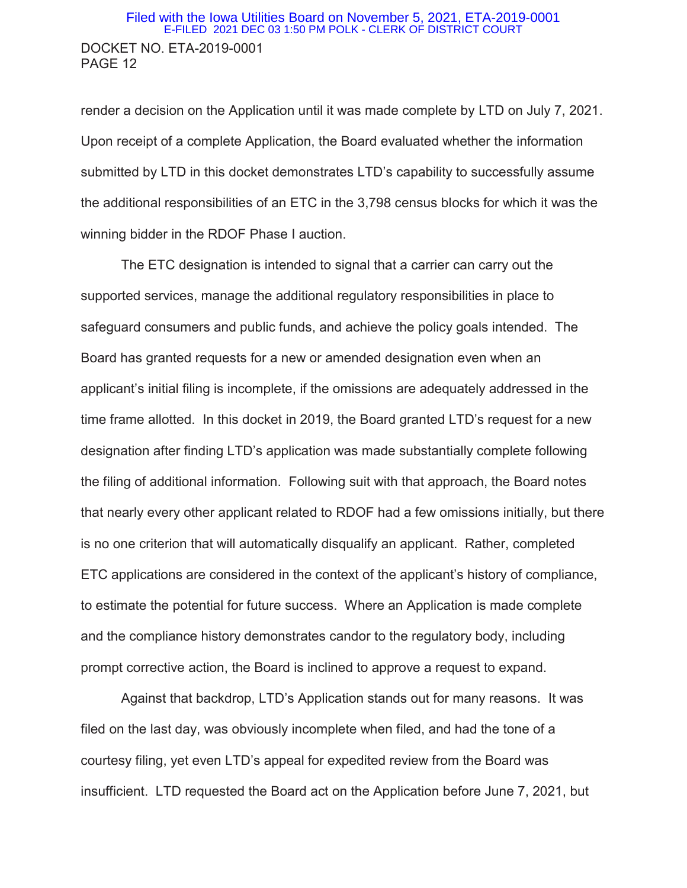render a decision on the Application until it was made complete by LTD on July 7, 2021. Upon receipt of a complete Application, the Board evaluated whether the information submitted by LTD in this docket demonstrates LTD's capability to successfully assume the additional responsibilities of an ETC in the 3,798 census blocks for which it was the winning bidder in the RDOF Phase I auction.

The ETC designation is intended to signal that a carrier can carry out the supported services, manage the additional regulatory responsibilities in place to safeguard consumers and public funds, and achieve the policy goals intended. The Board has granted requests for a new or amended designation even when an applicant's initial filing is incomplete, if the omissions are adequately addressed in the time frame allotted. In this docket in 2019, the Board granted LTD's request for a new designation after finding LTD's application was made substantially complete following the filing of additional information. Following suit with that approach, the Board notes that nearly every other applicant related to RDOF had a few omissions initially, but there is no one criterion that will automatically disqualify an applicant. Rather, completed ETC applications are considered in the context of the applicant's history of compliance, to estimate the potential for future success. Where an Application is made complete and the compliance history demonstrates candor to the regulatory body, including prompt corrective action, the Board is inclined to approve a request to expand.

Against that backdrop, LTD's Application stands out for many reasons. It was filed on the last day, was obviously incomplete when filed, and had the tone of a courtesy filing, yet even LTD's appeal for expedited review from the Board was insufficient. LTD requested the Board act on the Application before June 7, 2021, but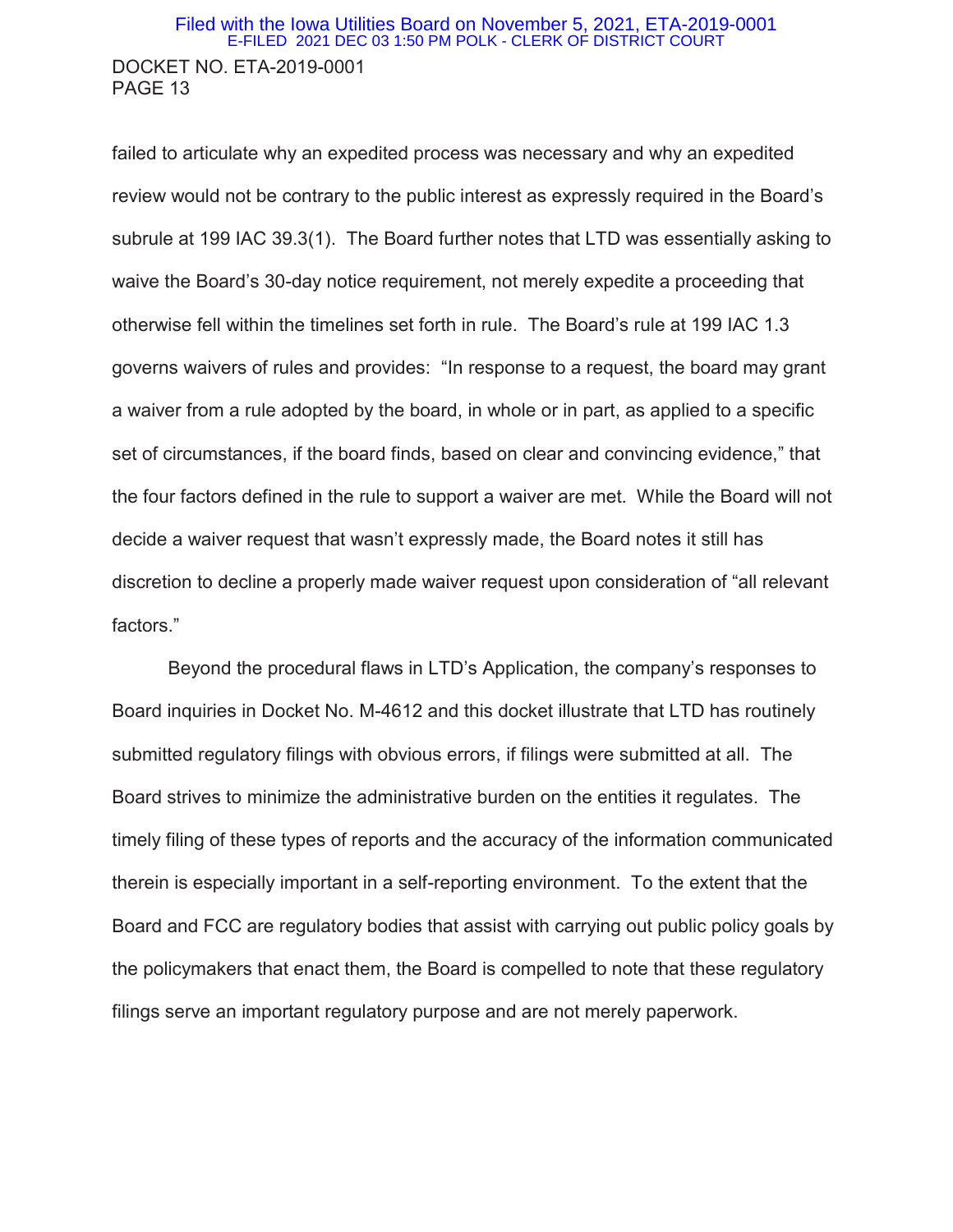failed to articulate why an expedited process was necessary and why an expedited review would not be contrary to the public interest as expressly required in the Board's subrule at 199 IAC 39.3(1). The Board further notes that LTD was essentially asking to waive the Board's 30-day notice requirement, not merely expedite a proceeding that otherwise fell within the timelines set forth in rule. The Board's rule at 199 IAC 1.3 governs waivers of rules and provides: "In response to a request, the board may grant a waiver from a rule adopted by the board, in whole or in part, as applied to a specific set of circumstances, if the board finds, based on clear and convincing evidence," that the four factors defined in the rule to support a waiver are met. While the Board will not decide a waiver request that wasn't expressly made, the Board notes it still has discretion to decline a properly made waiver request upon consideration of "all relevant factors."

Beyond the procedural flaws in LTD's Application, the company's responses to Board inquiries in Docket No. M-4612 and this docket illustrate that LTD has routinely submitted regulatory filings with obvious errors, if filings were submitted at all. The Board strives to minimize the administrative burden on the entities it regulates. The timely filing of these types of reports and the accuracy of the information communicated therein is especially important in a self-reporting environment. To the extent that the Board and FCC are regulatory bodies that assist with carrying out public policy goals by the policymakers that enact them, the Board is compelled to note that these regulatory filings serve an important regulatory purpose and are not merely paperwork.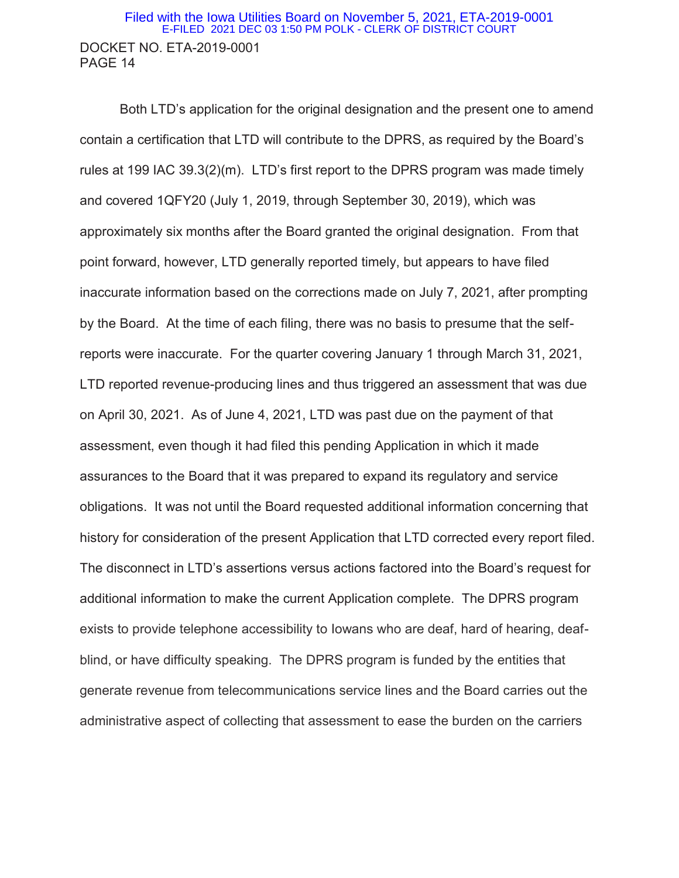Both LTD's application for the original designation and the present one to amend contain a certification that LTD will contribute to the DPRS, as required by the Board's rules at 199 IAC 39.3(2)(m). LTD's first report to the DPRS program was made timely and covered 1QFY20 (July 1, 2019, through September 30, 2019), which was approximately six months after the Board granted the original designation. From that point forward, however, LTD generally reported timely, but appears to have filed inaccurate information based on the corrections made on July 7, 2021, after prompting by the Board. At the time of each filing, there was no basis to presume that the self-reports were inaccurate. For the quarter covering January 1 through March 31, 2021, LTD reported revenue-producing lines and thus triggered an assessment that was due on April 30, 2021. As of June 4, 2021, LTD was past due on the payment of that assessment, even though it had filed this pending Application in which it made assurances to the Board that it was prepared to expand its regulatory and service obligations. It was not until the Board requested additional information concerning that history for consideration of the present Application that LTD corrected every report filed. The disconnect in LTD's assertions versus actions factored into the Board's request for additional information to make the current Application complete. The DPRS program exists to provide telephone accessibility to Iowans who are deaf, hard of hearing, deaf-blind, or have difficulty speaking. The DPRS program is funded by the entities that generate revenue from telecommunications service lines and the Board carries out the administrative aspect of collecting that assessment to ease the burden on the carriers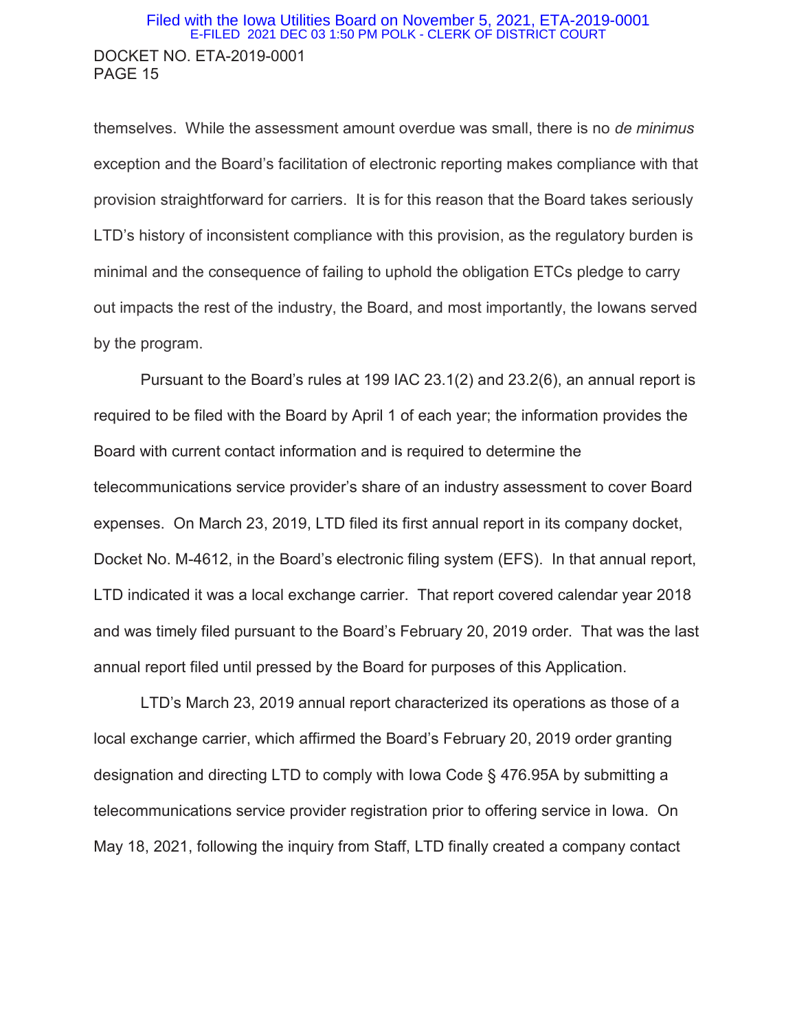themselves. While the assessment amount overdue was small, there is no *de minimus* exception and the Board's facilitation of electronic reporting makes compliance with that provision straightforward for carriers. It is for this reason that the Board takes seriously LTD's history of inconsistent compliance with this provision, as the regulatory burden is minimal and the consequence of failing to uphold the obligation ETCs pledge to carry out impacts the rest of the industry, the Board, and most importantly, the Iowans served by the program.

Pursuant to the Board's rules at 199 IAC 23.1(2) and 23.2(6), an annual report is required to be filed with the Board by April 1 of each year; the information provides the Board with current contact information and is required to determine the telecommunications service provider's share of an industry assessment to cover Board expenses. On March 23, 2019, LTD filed its first annual report in its company docket, Docket No. M-4612, in the Board's electronic filing system (EFS). In that annual report, LTD indicated it was a local exchange carrier. That report covered calendar year 2018 and was timely filed pursuant to the Board's February 20, 2019 order. That was the last annual report filed until pressed by the Board for purposes of this Application.

LTD's March 23, 2019 annual report characterized its operations as those of a local exchange carrier, which affirmed the Board's February 20, 2019 order granting designation and directing LTD to comply with Iowa Code § 476.95A by submitting a telecommunications service provider registration prior to offering service in Iowa. On May 18, 2021, following the inquiry from Staff, LTD finally created a company contact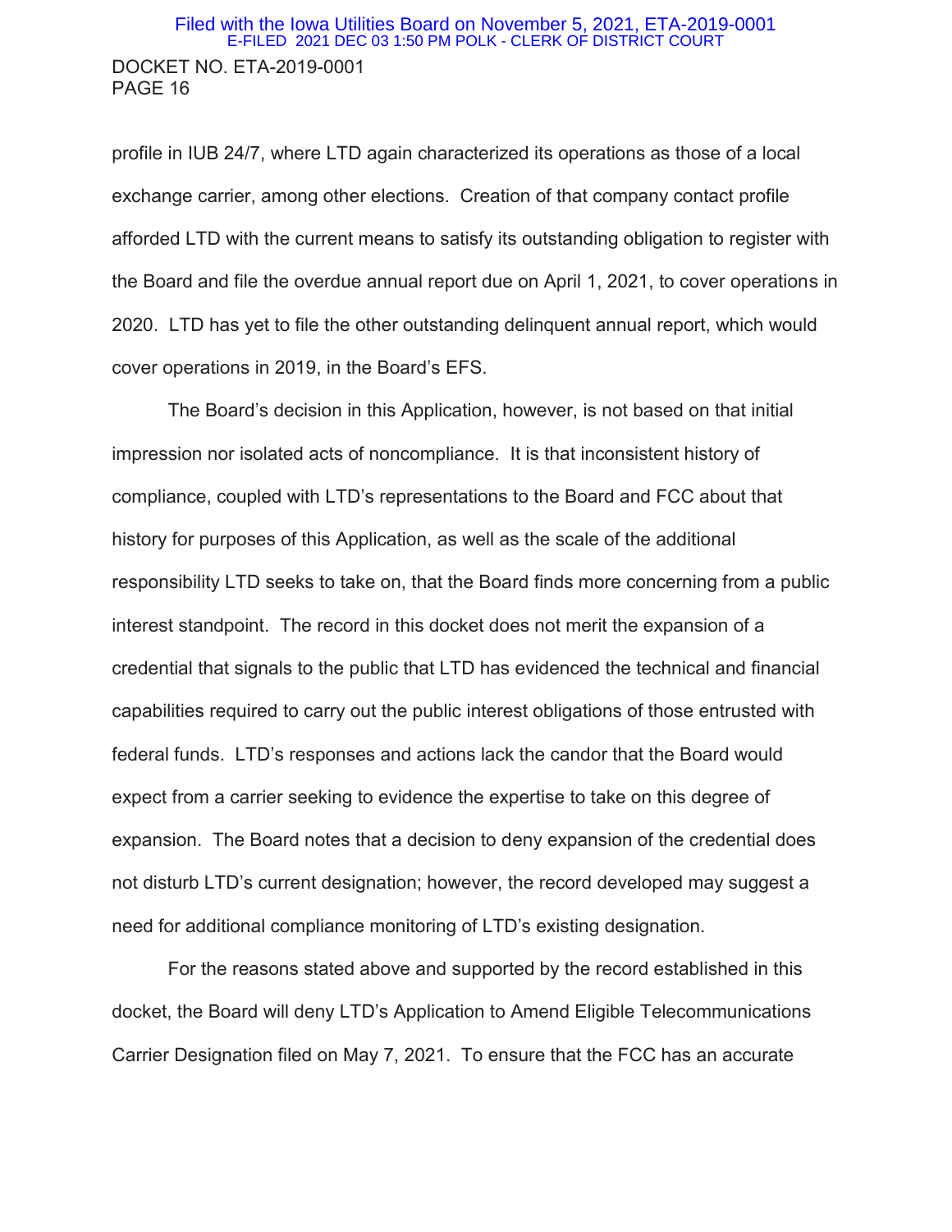profile in IUB 24/7, where LTD again characterized its operations as those of a local exchange carrier, among other elections. Creation of that company contact profile afforded LTD with the current means to satisfy its outstanding obligation to register with the Board and file the overdue annual report due on April 1, 2021, to cover operations in 2020. LTD has yet to file the other outstanding delinquent annual report, which would cover operations in 2019, in the Board's EFS.

The Board's decision in this Application, however, is not based on that initial impression nor isolated acts of noncompliance. It is that inconsistent history of compliance, coupled with LTD's representations to the Board and FCC about that history for purposes of this Application, as well as the scale of the additional responsibility LTD seeks to take on, that the Board finds more concerning from a public interest standpoint. The record in this docket does not merit the expansion of a credential that signals to the public that LTD has evidenced the technical and financial capabilities required to carry out the public interest obligations of those entrusted with federal funds. LTD's responses and actions lack the candor that the Board would expect from a carrier seeking to evidence the expertise to take on this degree of expansion. The Board notes that a decision to deny expansion of the credential does not disturb LTD's current designation; however, the record developed may suggest a need for additional compliance monitoring of LTD's existing designation.

For the reasons stated above and supported by the record established in this docket, the Board will deny LTD's Application to Amend Eligible Telecommunications Carrier Designation filed on May 7, 2021. To ensure that the FCC has an accurate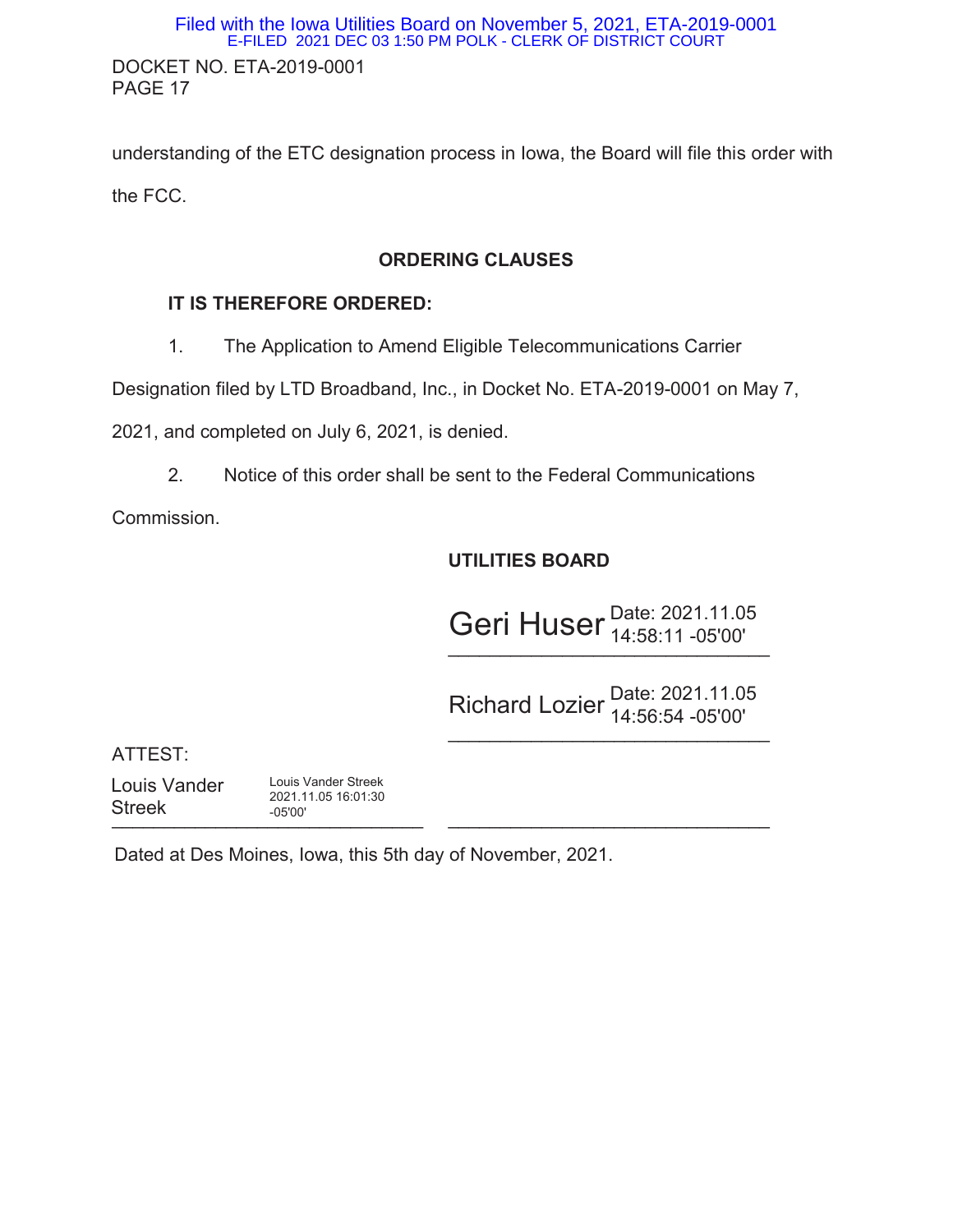understanding of the ETC designation process in Iowa, the Board will file this order with the FCC.

## ORDERING CLAUSES

**IT IS THEREFORE ORDERED:**

1. The Application to Amend Eligible Telecommunications Carrier Designation filed by LTD Broadband, Inc., in Docket No. ETA-2019-0001 on May 7, 2021, and completed on July 6, 2021, is denied.

2. Notice of this order shall be sent to the Federal Communications Commission.

**UTILITIES BOARD**

Geri Huser Date: 2021.11.05 14:58:11 -05'00'

Richard Lozier Date: 2021.11.05 14:56:54 -05'00'

ATTEST:

Louis Vander Streek Louis Vander Streek 2021.11.05 16:01:30 -05'00'

Dated at Des Moines, Iowa, this 5th day of November, 2021.